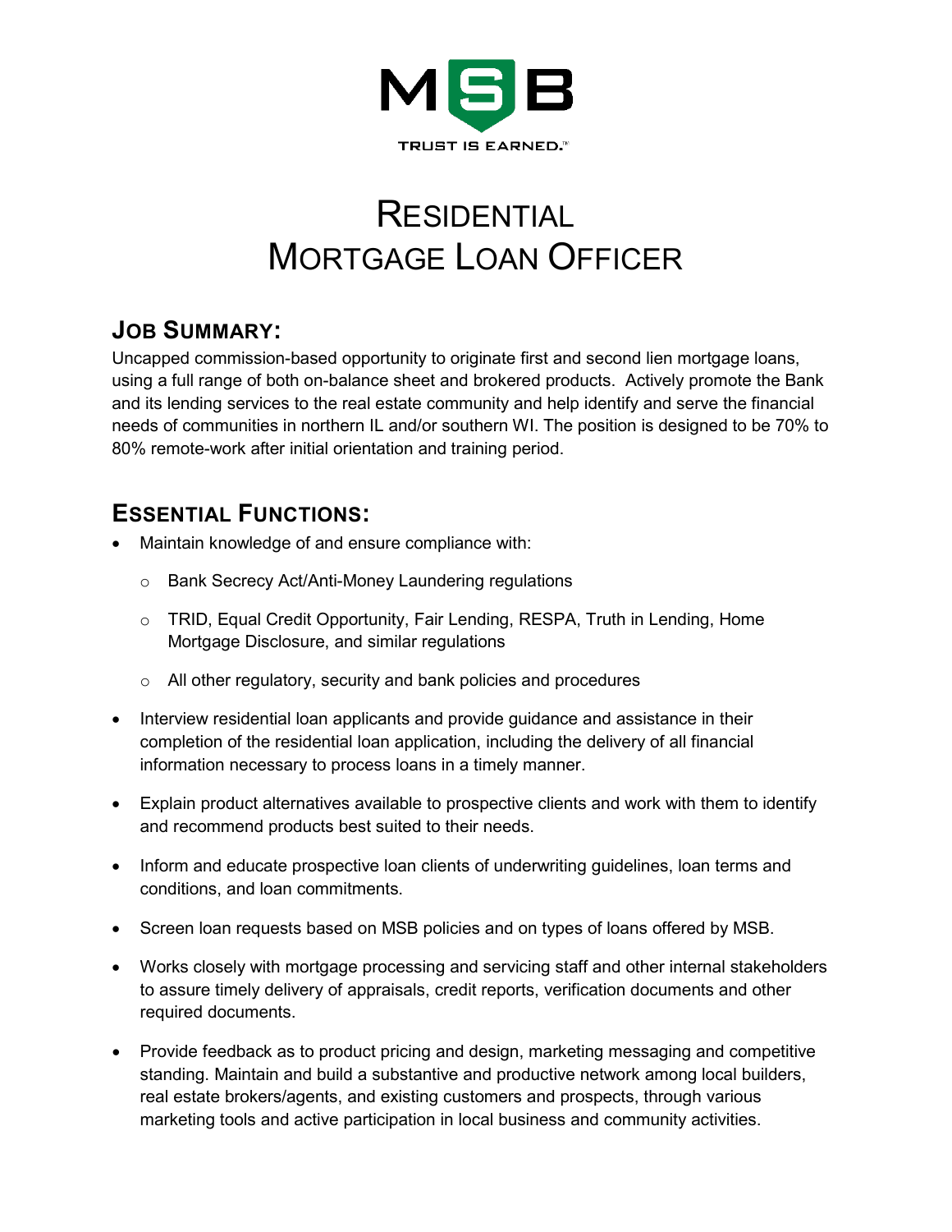MSB

TRUST IS EARNED.™

# Residential Mortgage Loan Officer

## Job Summary:

Uncapped commission-based opportunity to originate first and second lien mortgage loans, using a full range of both on-balance sheet and brokered products. Actively promote the Bank and its lending services to the real estate community and help identify and serve the financial needs of communities in northern IL and/or southern WI. The position is designed to be 70% to 80% remote-work after initial orientation and training period.

## Essential Functions:

- Maintain knowledge of and ensure compliance with:
  - Bank Secrecy Act/Anti-Money Laundering regulations
  - TRID, Equal Credit Opportunity, Fair Lending, RESPA, Truth in Lending, Home Mortgage Disclosure, and similar regulations
  - All other regulatory, security and bank policies and procedures
- Interview residential loan applicants and provide guidance and assistance in their completion of the residential loan application, including the delivery of all financial information necessary to process loans in a timely manner.
- Explain product alternatives available to prospective clients and work with them to identify and recommend products best suited to their needs.
- Inform and educate prospective loan clients of underwriting guidelines, loan terms and conditions, and loan commitments.
- Screen loan requests based on MSB policies and on types of loans offered by MSB.
- Works closely with mortgage processing and servicing staff and other internal stakeholders to assure timely delivery of appraisals, credit reports, verification documents and other required documents.
- Provide feedback as to product pricing and design, marketing messaging and competitive standing. Maintain and build a substantive and productive network among local builders, real estate brokers/agents, and existing customers and prospects, through various marketing tools and active participation in local business and community activities.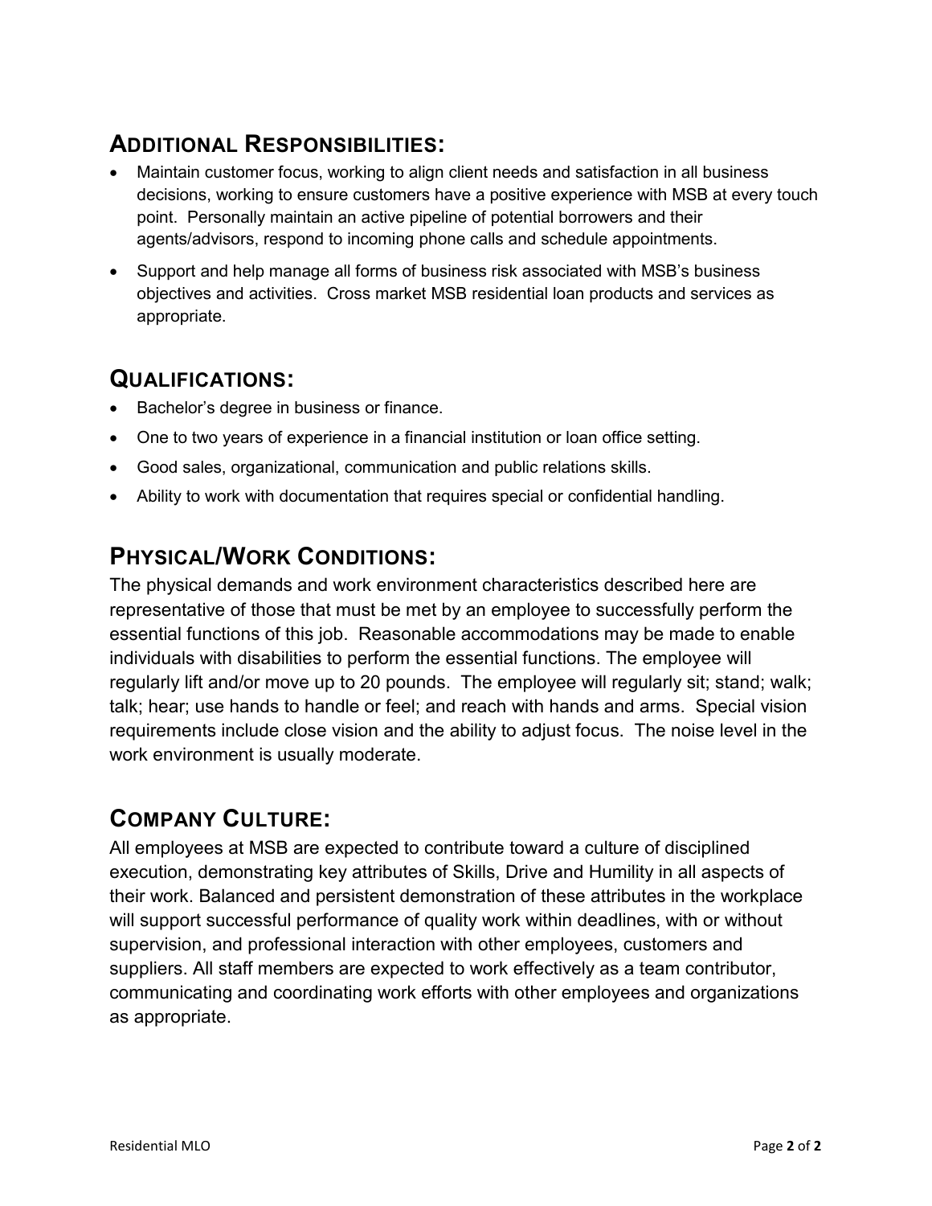## Additional Responsibilities:

- Maintain customer focus, working to align client needs and satisfaction in all business decisions, working to ensure customers have a positive experience with MSB at every touch point. Personally maintain an active pipeline of potential borrowers and their agents/advisors, respond to incoming phone calls and schedule appointments.
- Support and help manage all forms of business risk associated with MSB's business objectives and activities. Cross market MSB residential loan products and services as appropriate.

## Qualifications:

- Bachelor's degree in business or finance.
- One to two years of experience in a financial institution or loan office setting.
- Good sales, organizational, communication and public relations skills.
- Ability to work with documentation that requires special or confidential handling.

## Physical/Work Conditions:

The physical demands and work environment characteristics described here are representative of those that must be met by an employee to successfully perform the essential functions of this job. Reasonable accommodations may be made to enable individuals with disabilities to perform the essential functions. The employee will regularly lift and/or move up to 20 pounds. The employee will regularly sit; stand; walk; talk; hear; use hands to handle or feel; and reach with hands and arms. Special vision requirements include close vision and the ability to adjust focus. The noise level in the work environment is usually moderate.

## Company Culture:

All employees at MSB are expected to contribute toward a culture of disciplined execution, demonstrating key attributes of Skills, Drive and Humility in all aspects of their work. Balanced and persistent demonstration of these attributes in the workplace will support successful performance of quality work within deadlines, with or without supervision, and professional interaction with other employees, customers and suppliers. All staff members are expected to work effectively as a team contributor, communicating and coordinating work efforts with other employees and organizations as appropriate.